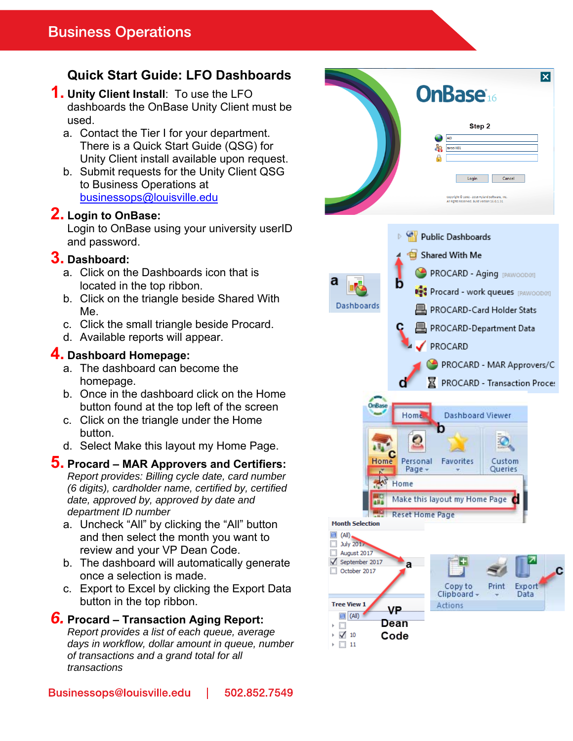# Business Operations

## Quick Start Guide: LFO Dashboards

**1. Unity Client Install**: To use the LFO dashboards the OnBase Unity Client must be used.

a. Contact the Tier I for your department. There is a Quick Start Guide (QSG) for Unity Client install available upon request.
b. Submit requests for the Unity Client QSG to Business Operations at businessops@louisville.edu

**2. Login to OnBase:**
Login to OnBase using your university userID and password.

**3. Dashboard:**

a. Click on the Dashboards icon that is located in the top ribbon.
b. Click on the triangle beside Shared With Me.
c. Click the small triangle beside Procard.
d. Available reports will appear.

**4. Dashboard Homepage:**

a. The dashboard can become the homepage.
b. Once in the dashboard click on the Home button found at the top left of the screen
c. Click on the triangle under the Home button.
d. Select Make this layout my Home Page.

**5. Procard – MAR Approvers and Certifiers:**
*Report provides: Billing cycle date, card number (6 digits), cardholder name, certified by, certified date, approved by, approved by date and department ID number*

a. Uncheck "All" by clicking the "All" button and then select the month you want to review and your VP Dean Code.
b. The dashboard will automatically generate once a selection is made.
c. Export to Excel by clicking the Export Data button in the top ribbon.

**6. Procard – Transaction Aging Report:**
*Report provides a list of each queue, average days in workflow, dollar amount in queue, number of transactions and a grand total for all transactions*

Businessops@louisville.edu | 502.852.7549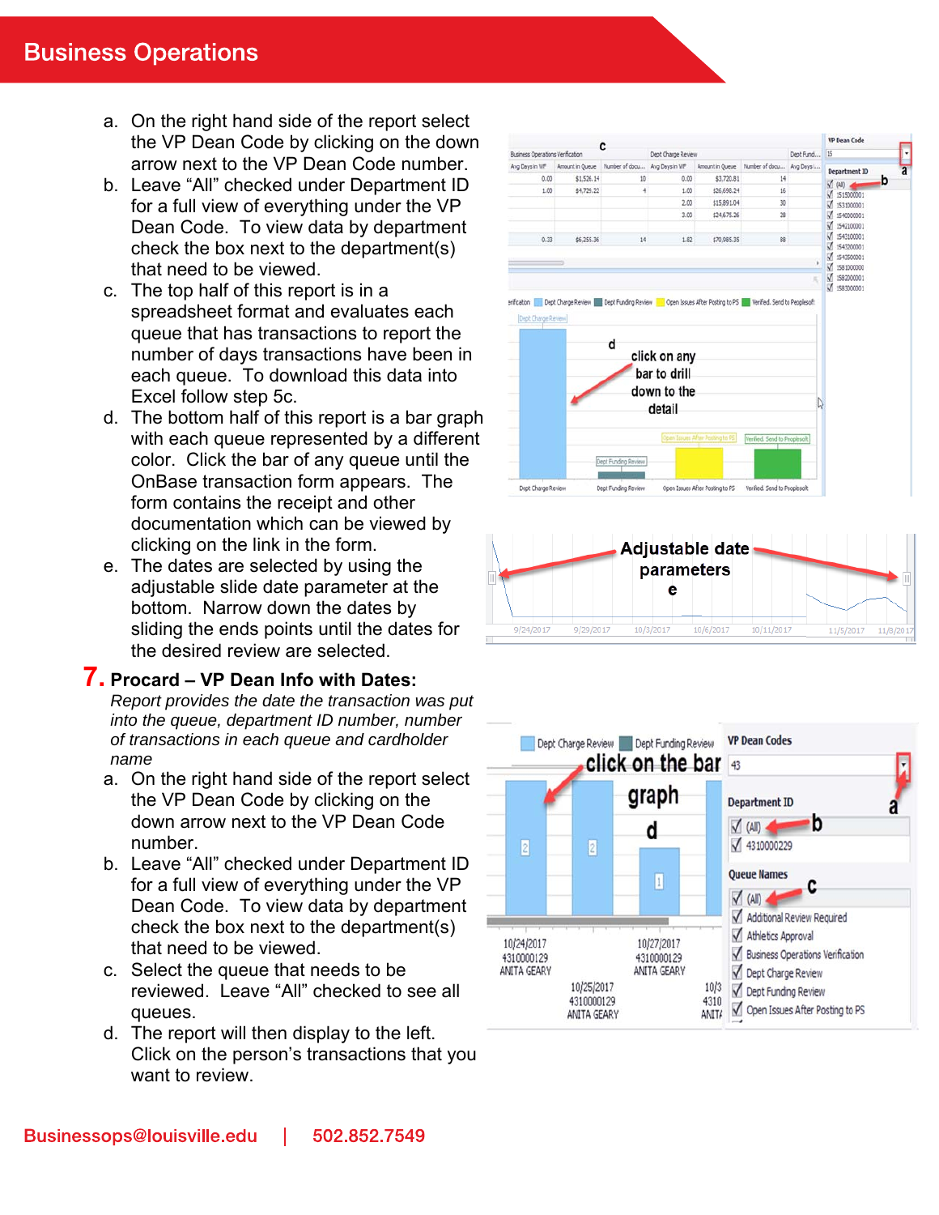a. On the right hand side of the report select the VP Dean Code by clicking on the down arrow next to the VP Dean Code number.
b. Leave "All" checked under Department ID for a full view of everything under the VP Dean Code. To view data by department check the box next to the department(s) that need to be viewed.
c. The top half of this report is in a spreadsheet format and evaluates each queue that has transactions to report the number of days transactions have been in each queue. To download this data into Excel follow step 5c.
d. The bottom half of this report is a bar graph with each queue represented by a different color. Click the bar of any queue until the OnBase transaction form appears. The form contains the receipt and other documentation which can be viewed by clicking on the link in the form.
e. The dates are selected by using the adjustable slide date parameter at the bottom. Narrow down the dates by sliding the ends points until the dates for the desired review are selected.

## 7. Procard – VP Dean Info with Dates:

*Report provides the date the transaction was put into the queue, department ID number, number of transactions in each queue and cardholder name*

a. On the right hand side of the report select the VP Dean Code by clicking on the down arrow next to the VP Dean Code number.
b. Leave "All" checked under Department ID for a full view of everything under the VP Dean Code. To view data by department check the box next to the department(s) that need to be viewed.
c. Select the queue that needs to be reviewed. Leave "All" checked to see all queues.
d. The report will then display to the left. Click on the person's transactions that you want to review.

Businessops@louisville.edu | 502.852.7549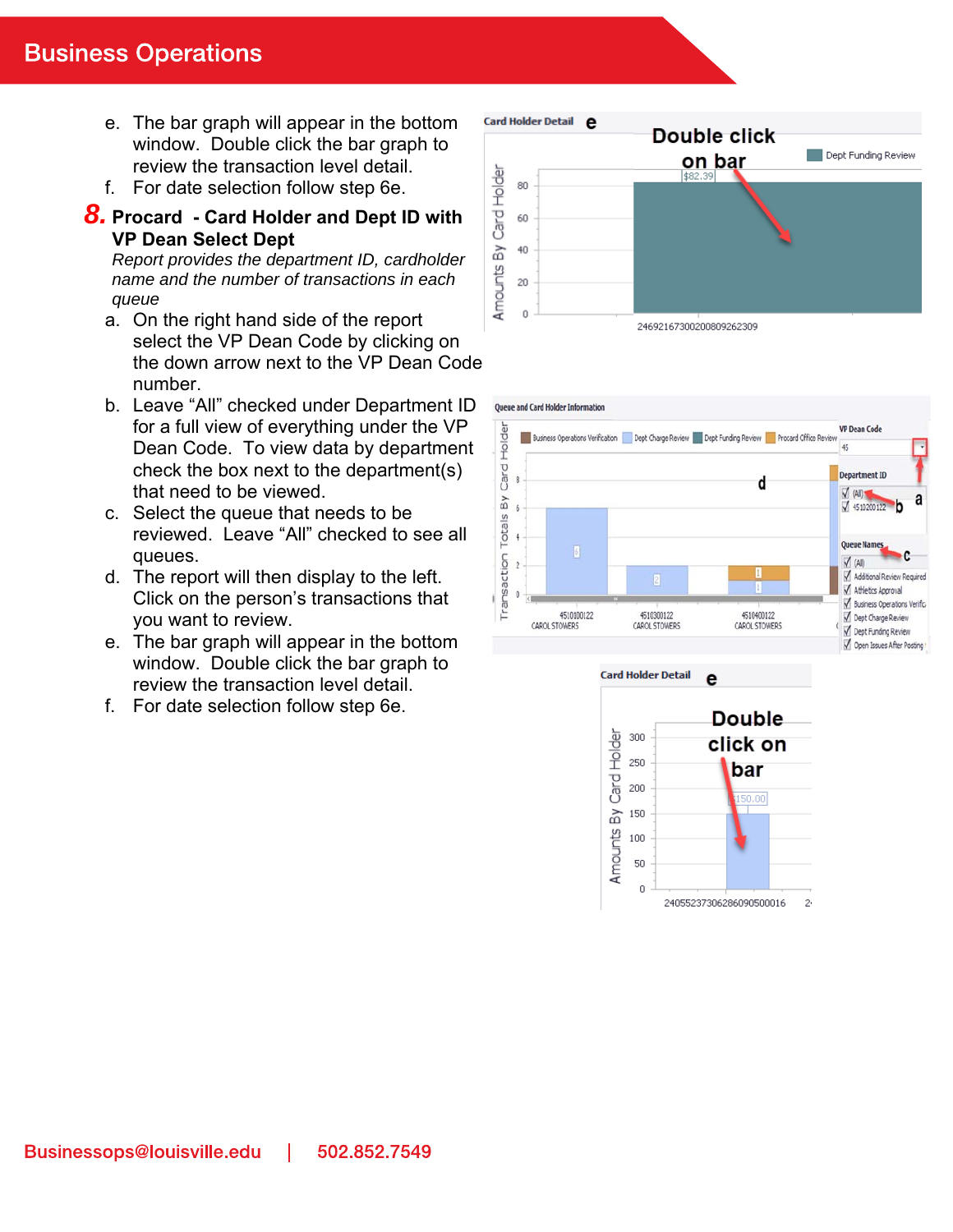e. The bar graph will appear in the bottom window. Double click the bar graph to review the transaction level detail.
f. For date selection follow step 6e.

## 8. Procard - Card Holder and Dept ID with VP Dean Select Dept

*Report provides the department ID, cardholder name and the number of transactions in each queue*

a. On the right hand side of the report select the VP Dean Code by clicking on the down arrow next to the VP Dean Code number.
b. Leave "All" checked under Department ID for a full view of everything under the VP Dean Code. To view data by department check the box next to the department(s) that need to be viewed.
c. Select the queue that needs to be reviewed. Leave "All" checked to see all queues.
d. The report will then display to the left. Click on the person's transactions that you want to review.
e. The bar graph will appear in the bottom window. Double click the bar graph to review the transaction level detail.
f. For date selection follow step 6e.

Card Holder Detail e
Double click on bar
Dept Funding Review
$82.39
80
60
40
20
0
Amounts By Card Holder
2469216730020080926​2309

Queue and Card Holder Information
Business Operations Verification
Dept Charge Review
Dept Funding Review
Procard Office Review
Transaction Totals By Card Holder
d
4510100122 CAROL STOWERS
4510300122 CAROL STOWERS
4510400122 CAROL STOWERS
VP Dean Code
45
a
Department ID
(All)
4510200122
b
Queue Names
c
(All)
Additional Review Required
Athletics Approval
Business Operations Verific
Dept Charge Review
Dept Funding Review
Open Issues After Posting

Card Holder Detail e
Double click on bar
$150.00
300
250
200
150
100
50
0
Amounts By Card Holder
2405523730628609​0500016

Businessops@louisville.edu | 502.852.7549